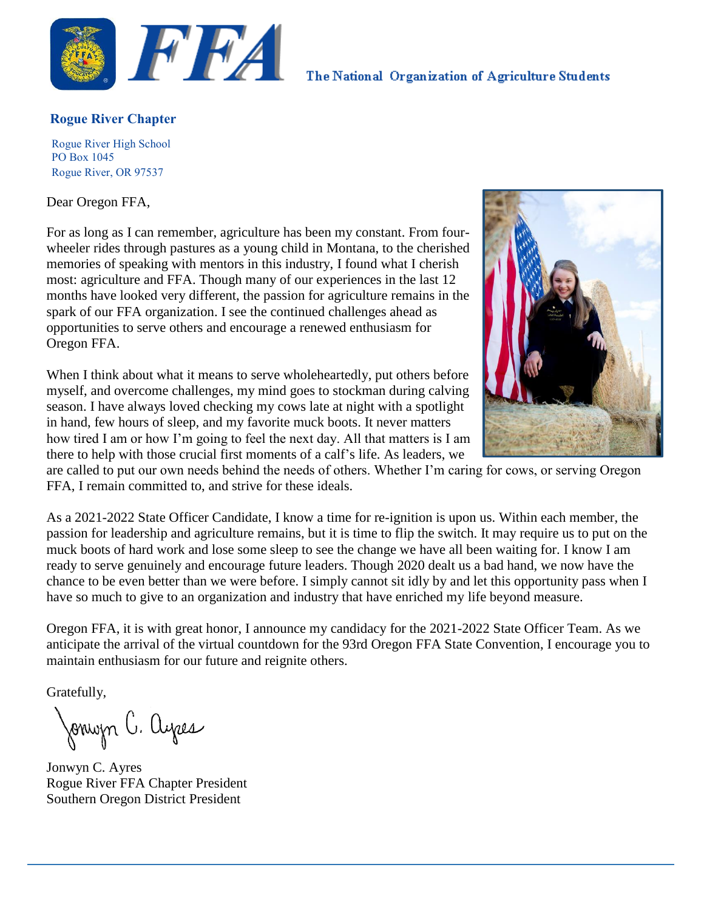The National Organization of Agriculture Students

**Rogue River Chapter**

Rogue River High School
PO Box 1045
Rogue River, OR 97537

Dear Oregon FFA,

For as long as I can remember, agriculture has been my constant. From four-wheeler rides through pastures as a young child in Montana, to the cherished memories of speaking with mentors in this industry, I found what I cherish most: agriculture and FFA. Though many of our experiences in the last 12 months have looked very different, the passion for agriculture remains in the spark of our FFA organization. I see the continued challenges ahead as opportunities to serve others and encourage a renewed enthusiasm for Oregon FFA.

When I think about what it means to serve wholeheartedly, put others before myself, and overcome challenges, my mind goes to stockman during calving season. I have always loved checking my cows late at night with a spotlight in hand, few hours of sleep, and my favorite muck boots. It never matters how tired I am or how I'm going to feel the next day. All that matters is I am there to help with those crucial first moments of a calf's life. As leaders, we are called to put our own needs behind the needs of others. Whether I'm caring for cows, or serving Oregon FFA, I remain committed to, and strive for these ideals.

As a 2021-2022 State Officer Candidate, I know a time for re-ignition is upon us. Within each member, the passion for leadership and agriculture remains, but it is time to flip the switch. It may require us to put on the muck boots of hard work and lose some sleep to see the change we have all been waiting for. I know I am ready to serve genuinely and encourage future leaders. Though 2020 dealt us a bad hand, we now have the chance to be even better than we were before. I simply cannot sit idly by and let this opportunity pass when I have so much to give to an organization and industry that have enriched my life beyond measure.

Oregon FFA, it is with great honor, I announce my candidacy for the 2021-2022 State Officer Team. As we anticipate the arrival of the virtual countdown for the 93rd Oregon FFA State Convention, I encourage you to maintain enthusiasm for our future and reignite others.

Gratefully,

Jonwyn C. Ayres
Rogue River FFA Chapter President
Southern Oregon District President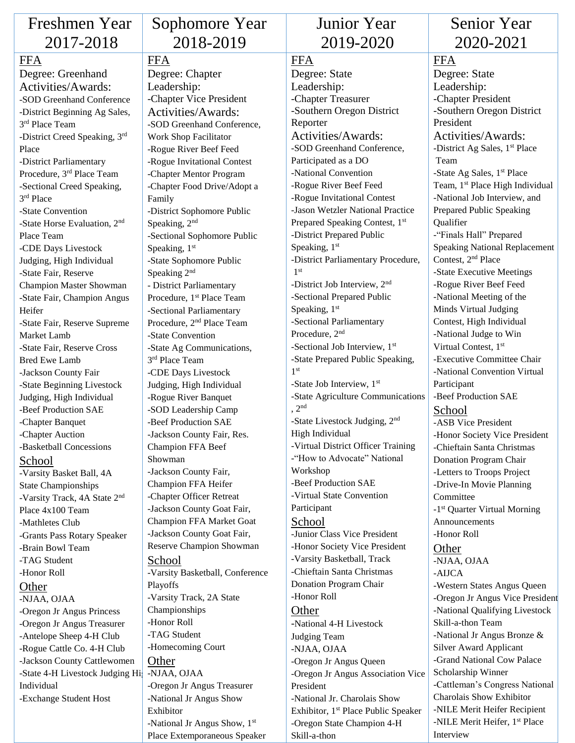| Freshmen Year 2017-2018 | Sophomore Year 2018-2019 | Junior Year 2019-2020 | Senior Year 2020-2021 |
|---|---|---|---|
| FFA<br>Degree: Greenhand<br>Activities/Awards:<br>-SOD Greenhand Conference<br>-District Beginning Ag Sales, 3rd Place Team<br>-District Creed Speaking, 3rd Place<br>-District Parliamentary Procedure, 3rd Place Team<br>-Sectional Creed Speaking, 3rd Place<br>-State Convention<br>-State Horse Evaluation, 2nd Place Team<br>-CDE Days Livestock Judging, High Individual<br>-State Fair, Reserve Champion Master Showman<br>-State Fair, Champion Angus Heifer<br>-State Fair, Reserve Supreme Market Lamb<br>-State Fair, Reserve Cross Bred Ewe Lamb<br>-Jackson County Fair<br>-State Beginning Livestock Judging, High Individual<br>-Beef Production SAE<br>-Chapter Banquet<br>-Chapter Auction<br>-Basketball Concessions<br>School<br>-Varsity Basket Ball, 4A State Championships<br>-Varsity Track, 4A State 2nd Place 4x100 Team<br>-Mathletes Club<br>-Grants Pass Rotary Speaker<br>-Brain Bowl Team<br>-TAG Student<br>-Honor Roll<br>Other<br>-NJAA, OJAA<br>-Oregon Jr Angus Princess<br>-Oregon Jr Angus Treasurer<br>-Antelope Sheep 4-H Club<br>-Rogue Cattle Co. 4-H Club<br>-Jackson County Cattlewomen<br>-State 4-H Livestock Judging High Individual<br>-Exchange Student Host | FFA<br>Degree: Chapter<br>Leadership:<br>-Chapter Vice President<br>Activities/Awards:<br>-SOD Greenhand Conference, Work Shop Facilitator<br>-Rogue River Beef Feed<br>-Rogue Invitational Contest<br>-Chapter Mentor Program<br>-Chapter Food Drive/Adopt a Family<br>-District Sophomore Public Speaking, 2nd<br>-Sectional Sophomore Public Speaking, 1st<br>-State Sophomore Public Speaking 2nd<br>- District Parliamentary Procedure, 1st Place Team<br>-Sectional Parliamentary Procedure, 2nd Place Team<br>-State Convention<br>-State Ag Communications, 3rd Place Team<br>-CDE Days Livestock Judging, High Individual<br>-Rogue River Banquet<br>-SOD Leadership Camp<br>-Beef Production SAE<br>-Jackson County Fair, Res. Champion FFA Beef Showman<br>-Jackson County Fair, Champion FFA Heifer<br>-Chapter Officer Retreat<br>-Jackson County Goat Fair, Champion FFA Market Goat<br>-Jackson County Goat Fair, Reserve Champion Showman<br>School<br>-Varsity Basketball, Conference Playoffs<br>-Varsity Track, 2A State Championships<br>-Honor Roll<br>-TAG Student<br>-Homecoming Court<br>Other<br>-NJAA, OJAA<br>-Oregon Jr Angus Treasurer<br>-National Jr Angus Show Exhibitor<br>-National Jr Angus Show, 1st Place Extemporaneous Speaker | FFA<br>Degree: State<br>Leadership:<br>-Chapter Treasurer<br>-Southern Oregon District Reporter<br>Activities/Awards:<br>-SOD Greenhand Conference, Participated as a DO<br>-National Convention<br>-Rogue River Beef Feed<br>-Rogue Invitational Contest<br>-Jason Wetzler National Practice Prepared Speaking Contest, 1st<br>-District Prepared Public Speaking, 1st<br>-District Parliamentary Procedure, 1st<br>-District Job Interview, 2nd<br>-Sectional Prepared Public Speaking, 1st<br>-Sectional Parliamentary Procedure, 2nd<br>-Sectional Job Interview, 1st<br>-State Prepared Public Speaking, 1st<br>-State Job Interview, 1st<br>-State Agriculture Communications, 2nd<br>-State Livestock Judging, 2nd High Individual<br>-Virtual District Officer Training<br>-"How to Advocate" National Workshop<br>-Beef Production SAE<br>-Virtual State Convention Participant<br>School<br>-Junior Class Vice President<br>-Honor Society Vice President<br>-Varsity Basketball, Track<br>-Chieftain Santa Christmas Donation Program Chair<br>-Honor Roll<br>Other<br>-National 4-H Livestock Judging Team<br>-NJAA, OJAA<br>-Oregon Jr Angus Queen<br>-Oregon Jr Angus Association Vice President<br>-National Jr. Charolais Show Exhibitor, 1st Place Public Speaker<br>-Oregon State Champion 4-H Skill-a-thon | FFA<br>Degree: State<br>Leadership:<br>-Chapter President<br>-Southern Oregon District President<br>Activities/Awards:<br>-District Ag Sales, 1st Place Team<br>-State Ag Sales, 1st Place Team, 1st Place High Individual<br>-National Job Interview, and Prepared Public Speaking Qualifier<br>-"Finals Hall" Prepared Speaking National Replacement Contest, 2nd Place<br>-State Executive Meetings<br>-Rogue River Beef Feed<br>-National Meeting of the Minds Virtual Judging Contest, High Individual<br>-National Judge to Win Virtual Contest, 1st<br>-Executive Committee Chair<br>-National Convention Virtual Participant<br>-Beef Production SAE<br>School<br>-ASB Vice President<br>-Honor Society Vice President<br>-Chieftain Santa Christmas Donation Program Chair<br>-Letters to Troops Project<br>-Drive-In Movie Planning Committee<br>-1st Quarter Virtual Morning Announcements<br>-Honor Roll<br>Other<br>-NJAA, OJAA<br>-AIJCA<br>-Western States Angus Queen<br>-Oregon Jr Angus Vice President<br>-National Qualifying Livestock Skill-a-thon Team<br>-National Jr Angus Bronze & Silver Award Applicant<br>-Grand National Cow Palace Scholarship Winner<br>-Cattleman's Congress National Charolais Show Exhibitor<br>-NILE Merit Heifer Recipient<br>-NILE Merit Heifer, 1st Place Interview |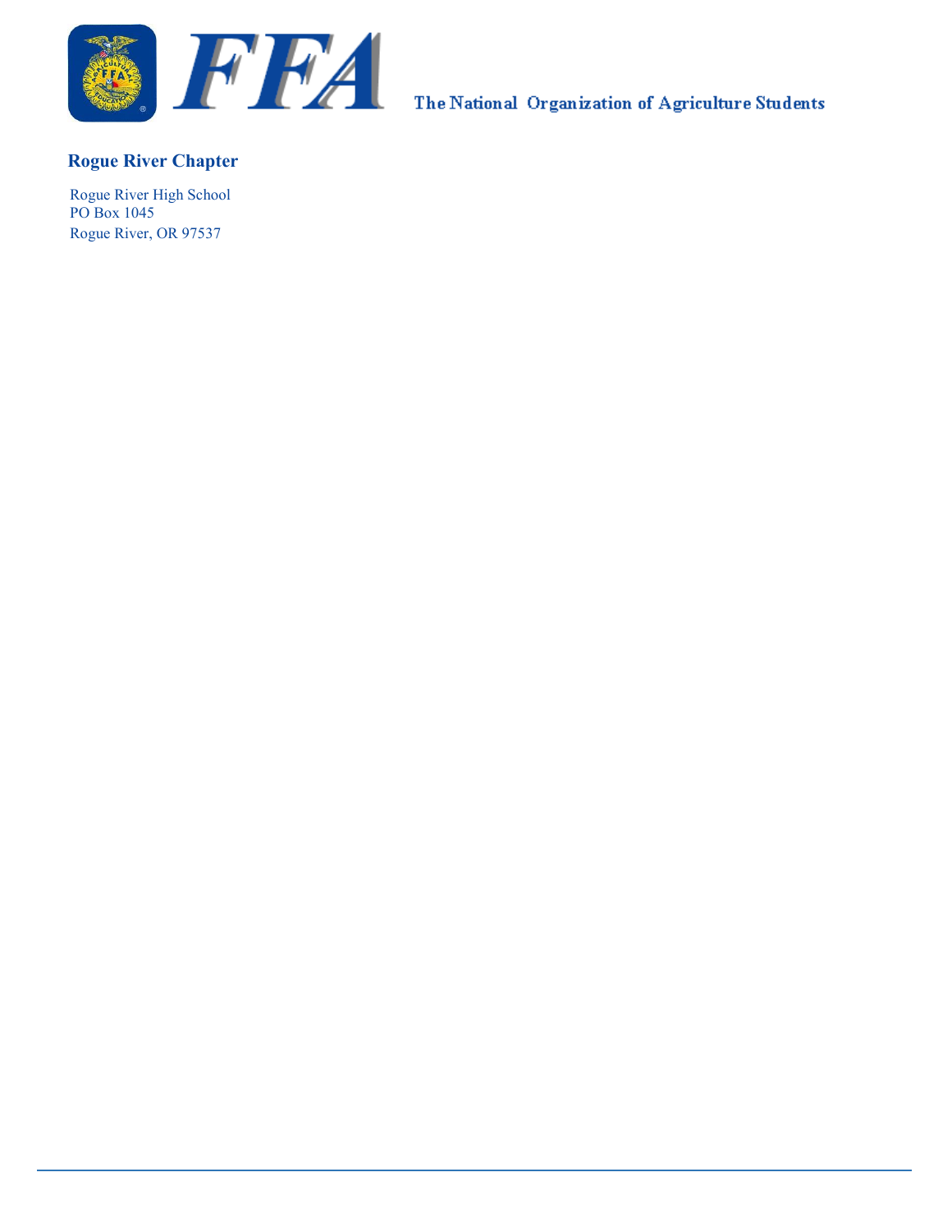FFA

The National Organization of Agriculture Students

**Rogue River Chapter**

Rogue River High School
PO Box 1045
Rogue River, OR 97537